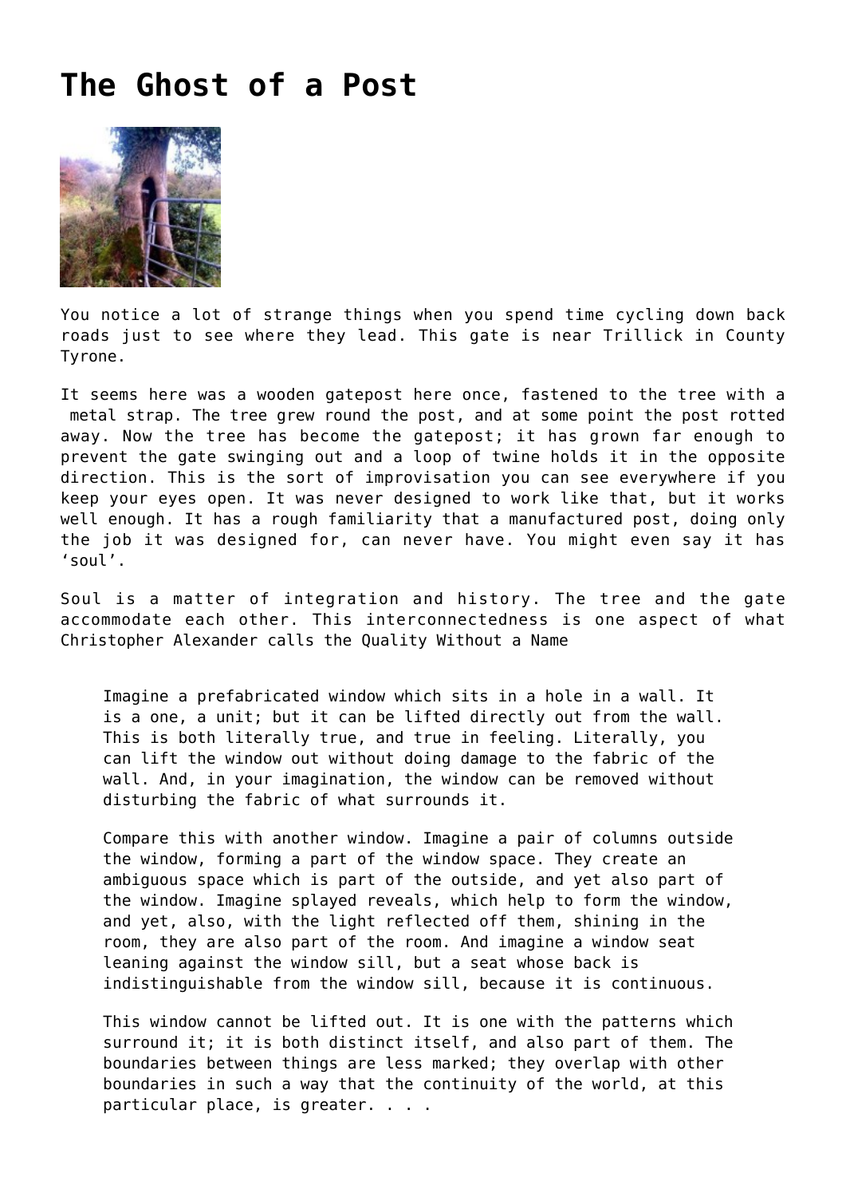# The Ghost of a Post

You notice a lot of strange things when you spend time cycling down back roads just to see where they lead. This gate is near Trillick in County Tyrone.

It seems here was a wooden gatepost here once, fastened to the tree with a metal strap. The tree grew round the post, and at some point the post rotted away. Now the tree has become the gatepost; it has grown far enough to prevent the gate swinging out and a loop of twine holds it in the opposite direction. This is the sort of improvisation you can see everywhere if you keep your eyes open. It was never designed to work like that, but it works well enough. It has a rough familiarity that a manufactured post, doing only the job it was designed for, can never have. You might even say it has 'soul'.

Soul is a matter of integration and history. The tree and the gate accommodate each other. This interconnectedness is one aspect of what Christopher Alexander calls the Quality Without a Name

> Imagine a prefabricated window which sits in a hole in a wall. It is a one, a unit; but it can be lifted directly out from the wall. This is both literally true, and true in feeling. Literally, you can lift the window out without doing damage to the fabric of the wall. And, in your imagination, the window can be removed without disturbing the fabric of what surrounds it.
>
> Compare this with another window. Imagine a pair of columns outside the window, forming a part of the window space. They create an ambiguous space which is part of the outside, and yet also part of the window. Imagine splayed reveals, which help to form the window, and yet, also, with the light reflected off them, shining in the room, they are also part of the room. And imagine a window seat leaning against the window sill, but a seat whose back is indistinguishable from the window sill, because it is continuous.
>
> This window cannot be lifted out. It is one with the patterns which surround it; it is both distinct itself, and also part of them. The boundaries between things are less marked; they overlap with other boundaries in such a way that the continuity of the world, at this particular place, is greater. . . .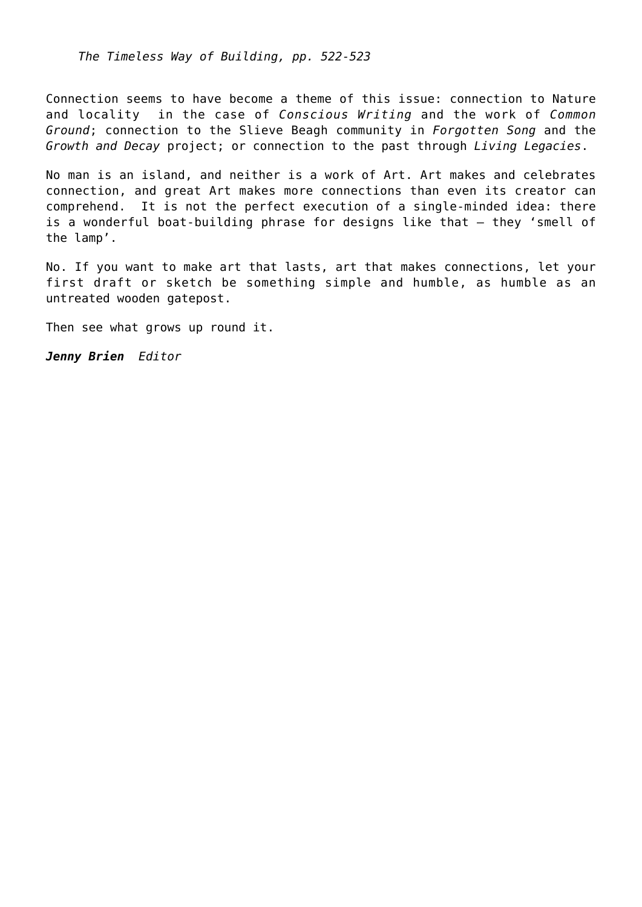*The Timeless Way of Building, pp. 522-523*

Connection seems to have become a theme of this issue: connection to Nature and locality in the case of *Conscious Writing* and the work of *Common Ground*; connection to the Slieve Beagh community in *Forgotten Song* and the *Growth and Decay* project; or connection to the past through *Living Legacies*.

No man is an island, and neither is a work of Art. Art makes and celebrates connection, and great Art makes more connections than even its creator can comprehend. It is not the perfect execution of a single-minded idea: there is a wonderful boat-building phrase for designs like that – they 'smell of the lamp'.

No. If you want to make art that lasts, art that makes connections, let your first draft or sketch be something simple and humble, as humble as an untreated wooden gatepost.

Then see what grows up round it.

***Jenny Brien*** *Editor*